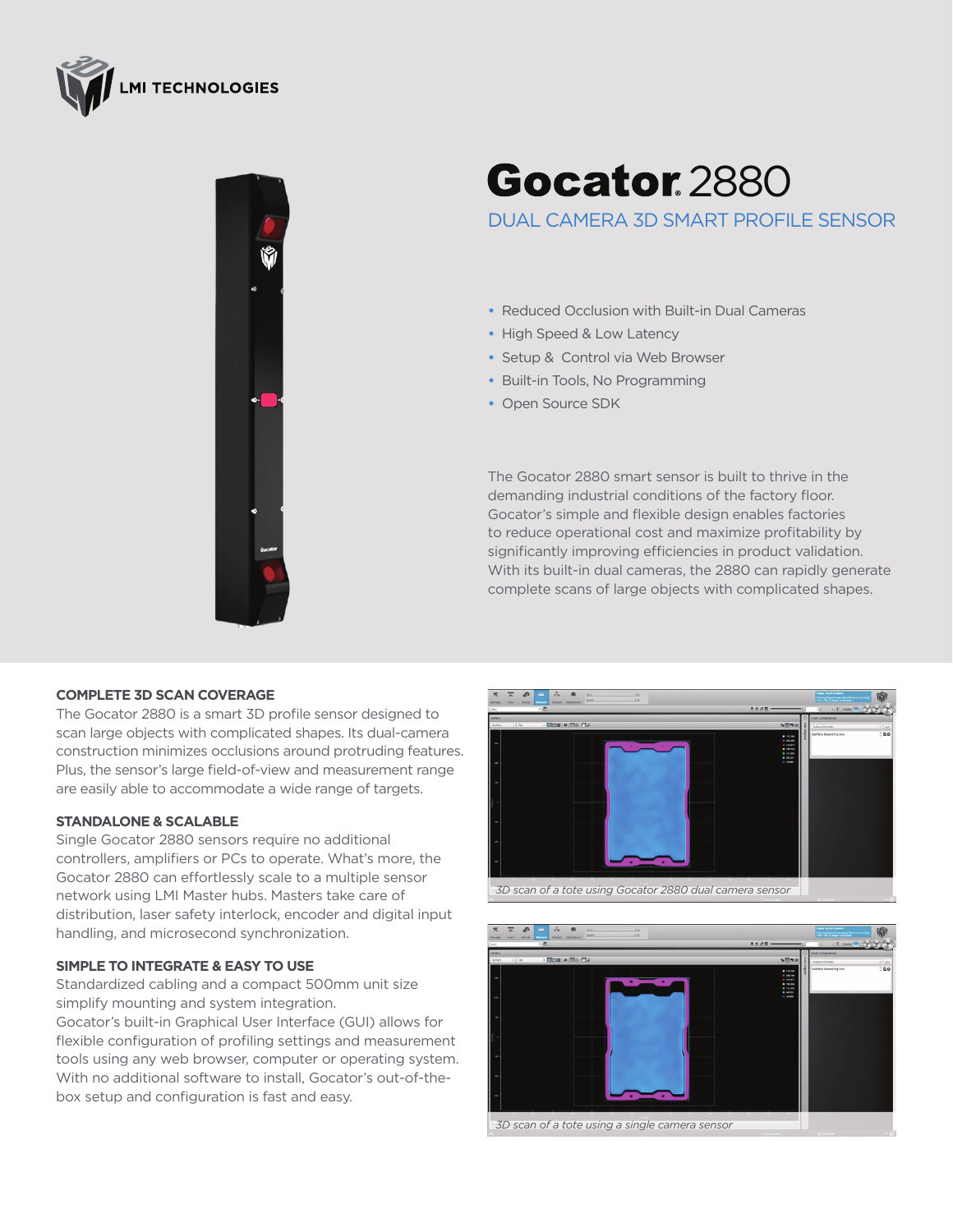LMI TECHNOLOGIES

# Gocator 2880

## DUAL CAMERA 3D SMART PROFILE SENSOR

- Reduced Occlusion with Built-in Dual Cameras
- High Speed & Low Latency
- Setup & Control via Web Browser
- Built-in Tools, No Programming
- Open Source SDK

The Gocator 2880 smart sensor is built to thrive in the demanding industrial conditions of the factory floor. Gocator's simple and flexible design enables factories to reduce operational cost and maximize profitability by significantly improving efficiencies in product validation. With its built-in dual cameras, the 2880 can rapidly generate complete scans of large objects with complicated shapes.

### COMPLETE 3D SCAN COVERAGE

The Gocator 2880 is a smart 3D profile sensor designed to scan large objects with complicated shapes. Its dual-camera construction minimizes occlusions around protruding features. Plus, the sensor's large field-of-view and measurement range are easily able to accommodate a wide range of targets.

### STANDALONE & SCALABLE

Single Gocator 2880 sensors require no additional controllers, amplifiers or PCs to operate. What's more, the Gocator 2880 can effortlessly scale to a multiple sensor network using LMI Master hubs. Masters take care of distribution, laser safety interlock, encoder and digital input handling, and microsecond synchronization.

### SIMPLE TO INTEGRATE & EASY TO USE

Standardized cabling and a compact 500mm unit size simplify mounting and system integration.
Gocator's built-in Graphical User Interface (GUI) allows for flexible configuration of profiling settings and measurement tools using any web browser, computer or operating system. With no additional software to install, Gocator's out-of-the-box setup and configuration is fast and easy.

*3D scan of a tote using Gocator 2880 dual camera sensor*

*3D scan of a tote using a single camera sensor*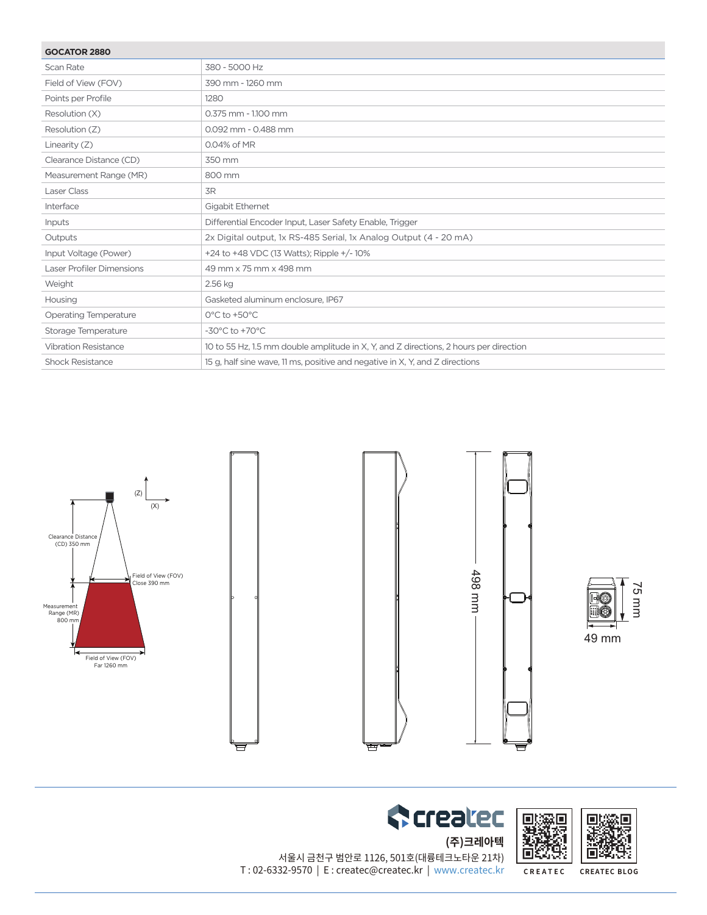| GOCATOR 2880 | |
|---|---|
| Scan Rate | 380 - 5000 Hz |
| Field of View (FOV) | 390 mm - 1260 mm |
| Points per Profile | 1280 |
| Resolution (X) | 0.375 mm - 1.100 mm |
| Resolution (Z) | 0.092 mm - 0.488 mm |
| Linearity (Z) | 0.04% of MR |
| Clearance Distance (CD) | 350 mm |
| Measurement Range (MR) | 800 mm |
| Laser Class | 3R |
| Interface | Gigabit Ethernet |
| Inputs | Differential Encoder Input, Laser Safety Enable, Trigger |
| Outputs | 2x Digital output, 1x RS-485 Serial, 1x Analog Output (4 - 20 mA) |
| Input Voltage (Power) | +24 to +48 VDC (13 Watts); Ripple +/- 10% |
| Laser Profiler Dimensions | 49 mm x 75 mm x 498 mm |
| Weight | 2.56 kg |
| Housing | Gasketed aluminum enclosure, IP67 |
| Operating Temperature | 0°C to +50°C |
| Storage Temperature | -30°C to +70°C |
| Vibration Resistance | 10 to 55 Hz, 1.5 mm double amplitude in X, Y, and Z directions, 2 hours per direction |
| Shock Resistance | 15 g, half sine wave, 11 ms, positive and negative in X, Y, and Z directions |

(Z)
(X)
Clearance Distance (CD) 350 mm
Field of View (FOV) Close 390 mm
Measurement Range (MR) 800 mm
Field of View (FOV) Far 1260 mm
498 mm
75 mm
49 mm

createc
(주)크레아텍
서울시 금천구 범안로 1126, 501호(대륭테크노타운 21차)
T : 02-6332-9570 | E : createc@createc.kr | www.createc.kr

CREATEC
CREATEC BLOG